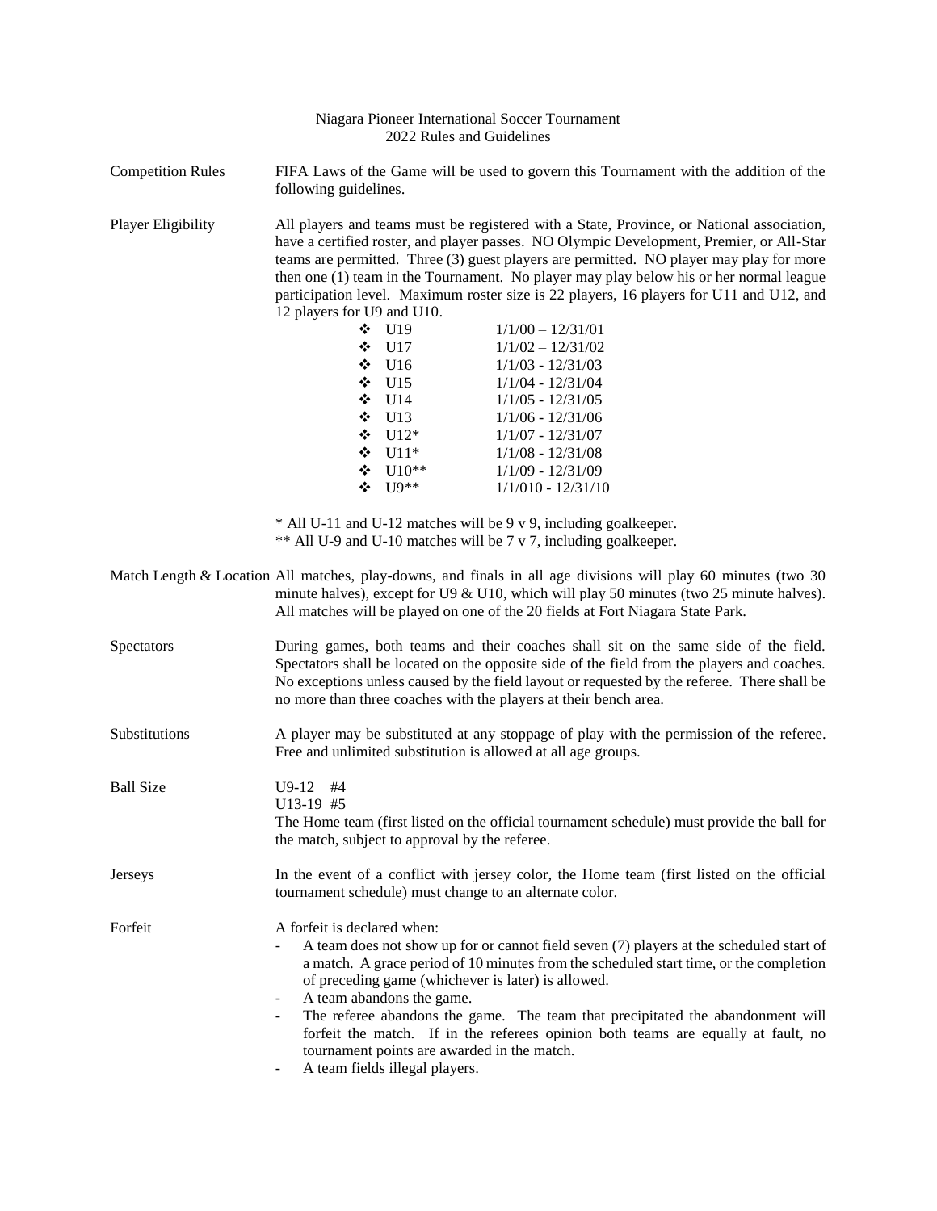# Niagara Pioneer International Soccer Tournament
## 2022 Rules and Guidelines

**Competition Rules**

FIFA Laws of the Game will be used to govern this Tournament with the addition of the following guidelines.

**Player Eligibility**

All players and teams must be registered with a State, Province, or National association, have a certified roster, and player passes. NO Olympic Development, Premier, or All-Star teams are permitted. Three (3) guest players are permitted. NO player may play for more then one (1) team in the Tournament. No player may play below his or her normal league participation level. Maximum roster size is 22 players, 16 players for U11 and U12, and 12 players for U9 and U10.

- U19 — 1/1/00 – 12/31/01
- U17 — 1/1/02 – 12/31/02
- U16 — 1/1/03 - 12/31/03
- U15 — 1/1/04 - 12/31/04
- U14 — 1/1/05 - 12/31/05
- U13 — 1/1/06 - 12/31/06
- U12* — 1/1/07 - 12/31/07
- U11* — 1/1/08 - 12/31/08
- U10** — 1/1/09 - 12/31/09
- U9** — 1/1/010 - 12/31/10

\* All U-11 and U-12 matches will be 9 v 9, including goalkeeper.
\*\* All U-9 and U-10 matches will be 7 v 7, including goalkeeper.

**Match Length & Location**

All matches, play-downs, and finals in all age divisions will play 60 minutes (two 30 minute halves), except for U9 & U10, which will play 50 minutes (two 25 minute halves). All matches will be played on one of the 20 fields at Fort Niagara State Park.

**Spectators**

During games, both teams and their coaches shall sit on the same side of the field. Spectators shall be located on the opposite side of the field from the players and coaches. No exceptions unless caused by the field layout or requested by the referee. There shall be no more than three coaches with the players at their bench area.

**Substitutions**

A player may be substituted at any stoppage of play with the permission of the referee. Free and unlimited substitution is allowed at all age groups.

**Ball Size**

U9-12 #4
U13-19 #5
The Home team (first listed on the official tournament schedule) must provide the ball for the match, subject to approval by the referee.

**Jerseys**

In the event of a conflict with jersey color, the Home team (first listed on the official tournament schedule) must change to an alternate color.

**Forfeit**

A forfeit is declared when:

- A team does not show up for or cannot field seven (7) players at the scheduled start of a match. A grace period of 10 minutes from the scheduled start time, or the completion of preceding game (whichever is later) is allowed.
- A team abandons the game.
- The referee abandons the game. The team that precipitated the abandonment will forfeit the match. If in the referees opinion both teams are equally at fault, no tournament points are awarded in the match.
- A team fields illegal players.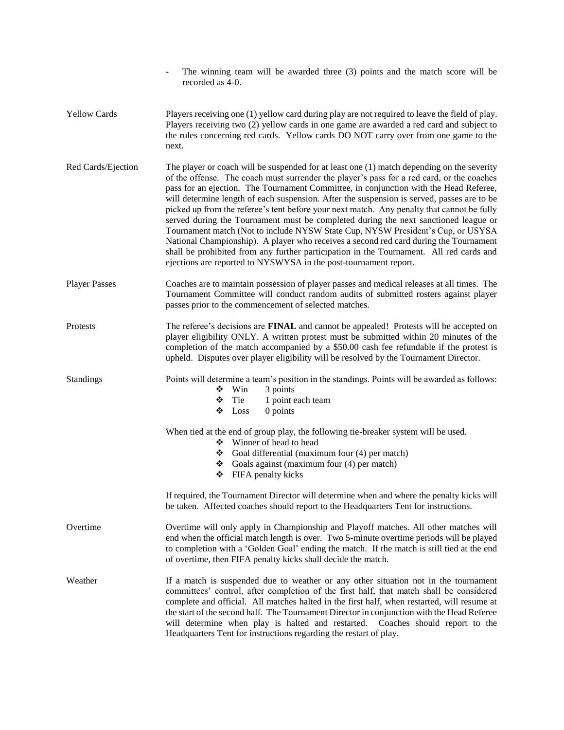- The winning team will be awarded three (3) points and the match score will be recorded as 4-0.

**Yellow Cards**

Players receiving one (1) yellow card during play are not required to leave the field of play. Players receiving two (2) yellow cards in one game are awarded a red card and subject to the rules concerning red cards. Yellow cards DO NOT carry over from one game to the next.

**Red Cards/Ejection**

The player or coach will be suspended for at least one (1) match depending on the severity of the offense. The coach must surrender the player's pass for a red card, or the coaches pass for an ejection. The Tournament Committee, in conjunction with the Head Referee, will determine length of each suspension. After the suspension is served, passes are to be picked up from the referee's tent before your next match. Any penalty that cannot be fully served during the Tournament must be completed during the next sanctioned league or Tournament match (Not to include NYSW State Cup, NYSW President's Cup, or USYSA National Championship). A player who receives a second red card during the Tournament shall be prohibited from any further participation in the Tournament. All red cards and ejections are reported to NYSWYSA in the post-tournament report.

**Player Passes**

Coaches are to maintain possession of player passes and medical releases at all times. The Tournament Committee will conduct random audits of submitted rosters against player passes prior to the commencement of selected matches.

**Protests**

The referee's decisions are **FINAL** and cannot be appealed! Protests will be accepted on player eligibility ONLY. A written protest must be submitted within 20 minutes of the completion of the match accompanied by a $50.00 cash fee refundable if the protest is upheld. Disputes over player eligibility will be resolved by the Tournament Director.

**Standings**

Points will determine a team's position in the standings. Points will be awarded as follows:

- Win 3 points
- Tie 1 point each team
- Loss 0 points

When tied at the end of group play, the following tie-breaker system will be used.

- Winner of head to head
- Goal differential (maximum four (4) per match)
- Goals against (maximum four (4) per match)
- FIFA penalty kicks

If required, the Tournament Director will determine when and where the penalty kicks will be taken. Affected coaches should report to the Headquarters Tent for instructions.

**Overtime**

Overtime will only apply in Championship and Playoff matches. All other matches will end when the official match length is over. Two 5-minute overtime periods will be played to completion with a 'Golden Goal' ending the match. If the match is still tied at the end of overtime, then FIFA penalty kicks shall decide the match.

**Weather**

If a match is suspended due to weather or any other situation not in the tournament committees' control, after completion of the first half, that match shall be considered complete and official. All matches halted in the first half, when restarted, will resume at the start of the second half. The Tournament Director in conjunction with the Head Referee will determine when play is halted and restarted. Coaches should report to the Headquarters Tent for instructions regarding the restart of play.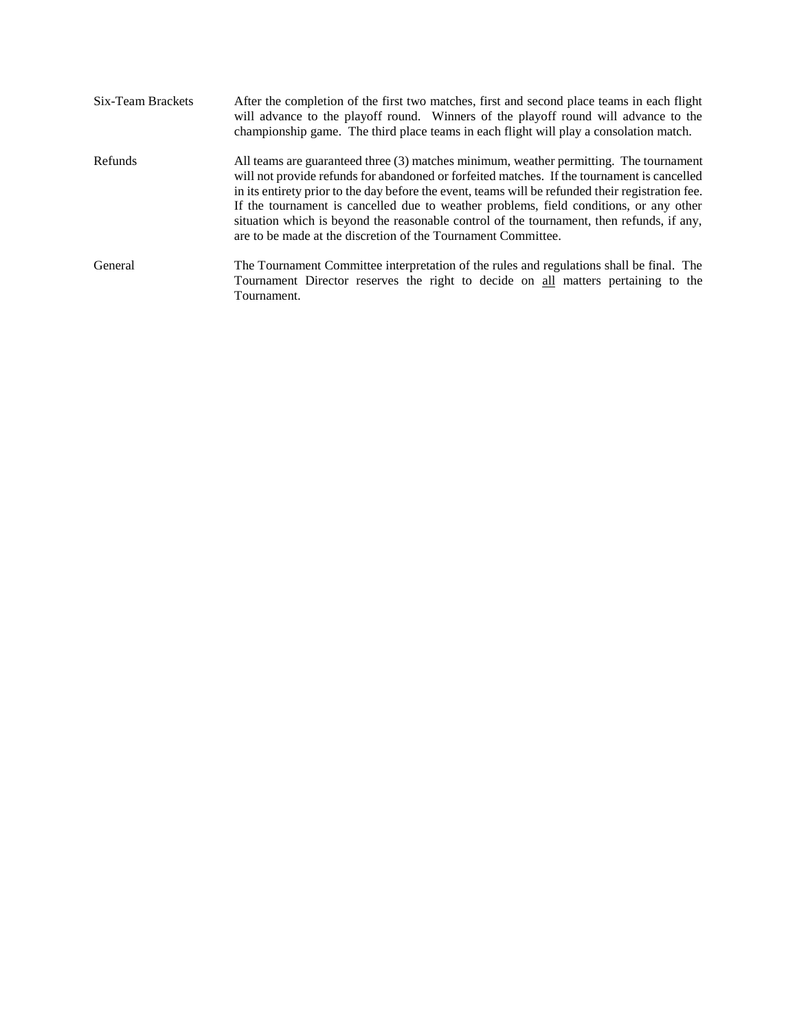**Six-Team Brackets**

After the completion of the first two matches, first and second place teams in each flight will advance to the playoff round. Winners of the playoff round will advance to the championship game. The third place teams in each flight will play a consolation match.

**Refunds**

All teams are guaranteed three (3) matches minimum, weather permitting. The tournament will not provide refunds for abandoned or forfeited matches. If the tournament is cancelled in its entirety prior to the day before the event, teams will be refunded their registration fee. If the tournament is cancelled due to weather problems, field conditions, or any other situation which is beyond the reasonable control of the tournament, then refunds, if any, are to be made at the discretion of the Tournament Committee.

**General**

The Tournament Committee interpretation of the rules and regulations shall be final. The Tournament Director reserves the right to decide on <u>all</u> matters pertaining to the Tournament.